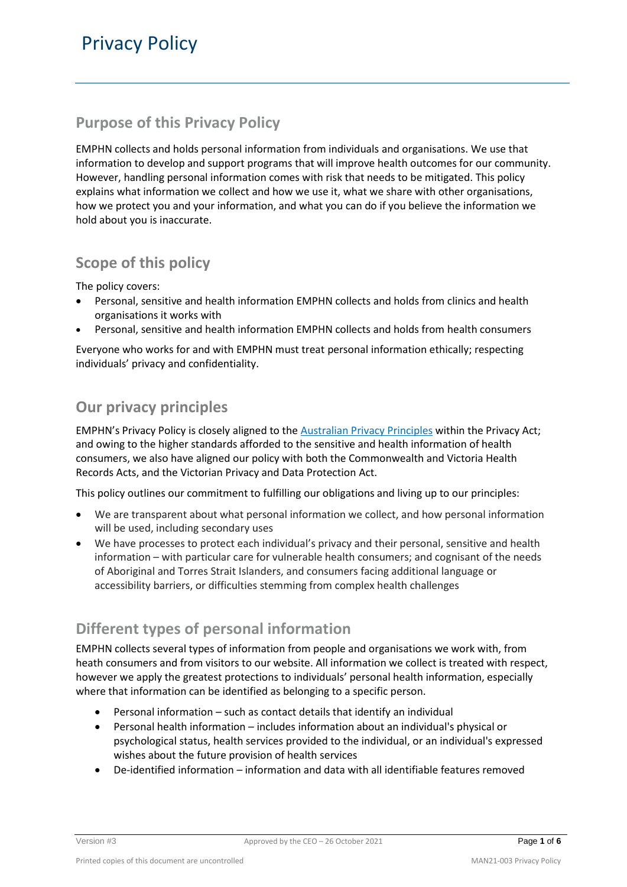# Privacy Policy

## Purpose of this Privacy Policy

EMPHN collects and holds personal information from individuals and organisations. We use that information to develop and support programs that will improve health outcomes for our community. However, handling personal information comes with risk that needs to be mitigated. This policy explains what information we collect and how we use it, what we share with other organisations, how we protect you and your information, and what you can do if you believe the information we hold about you is inaccurate.

## Scope of this policy

The policy covers:

- Personal, sensitive and health information EMPHN collects and holds from clinics and health organisations it works with
- Personal, sensitive and health information EMPHN collects and holds from health consumers

Everyone who works for and with EMPHN must treat personal information ethically; respecting individuals' privacy and confidentiality.

## Our privacy principles

EMPHN's Privacy Policy is closely aligned to the Australian Privacy Principles within the Privacy Act; and owing to the higher standards afforded to the sensitive and health information of health consumers, we also have aligned our policy with both the Commonwealth and Victoria Health Records Acts, and the Victorian Privacy and Data Protection Act.

This policy outlines our commitment to fulfilling our obligations and living up to our principles:

- We are transparent about what personal information we collect, and how personal information will be used, including secondary uses
- We have processes to protect each individual's privacy and their personal, sensitive and health information – with particular care for vulnerable health consumers; and cognisant of the needs of Aboriginal and Torres Strait Islanders, and consumers facing additional language or accessibility barriers, or difficulties stemming from complex health challenges

## Different types of personal information

EMPHN collects several types of information from people and organisations we work with, from heath consumers and from visitors to our website. All information we collect is treated with respect, however we apply the greatest protections to individuals' personal health information, especially where that information can be identified as belonging to a specific person.

- Personal information – such as contact details that identify an individual
- Personal health information – includes information about an individual's physical or psychological status, health services provided to the individual, or an individual's expressed wishes about the future provision of health services
- De-identified information – information and data with all identifiable features removed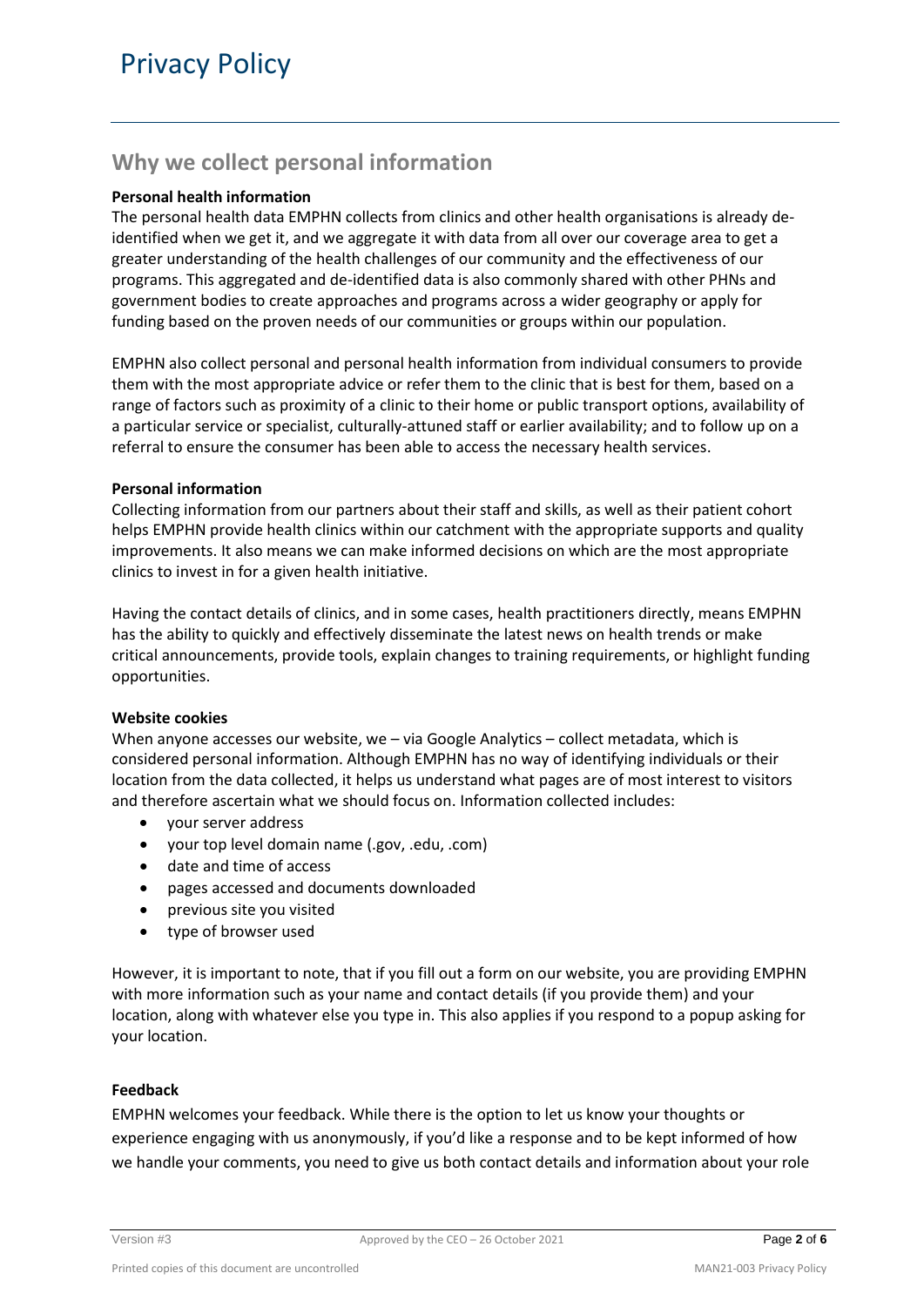## Why we collect personal information

**Personal health information**

The personal health data EMPHN collects from clinics and other health organisations is already de-identified when we get it, and we aggregate it with data from all over our coverage area to get a greater understanding of the health challenges of our community and the effectiveness of our programs. This aggregated and de-identified data is also commonly shared with other PHNs and government bodies to create approaches and programs across a wider geography or apply for funding based on the proven needs of our communities or groups within our population.

EMPHN also collect personal and personal health information from individual consumers to provide them with the most appropriate advice or refer them to the clinic that is best for them, based on a range of factors such as proximity of a clinic to their home or public transport options, availability of a particular service or specialist, culturally-attuned staff or earlier availability; and to follow up on a referral to ensure the consumer has been able to access the necessary health services.

**Personal information**

Collecting information from our partners about their staff and skills, as well as their patient cohort helps EMPHN provide health clinics within our catchment with the appropriate supports and quality improvements. It also means we can make informed decisions on which are the most appropriate clinics to invest in for a given health initiative.

Having the contact details of clinics, and in some cases, health practitioners directly, means EMPHN has the ability to quickly and effectively disseminate the latest news on health trends or make critical announcements, provide tools, explain changes to training requirements, or highlight funding opportunities.

**Website cookies**

When anyone accesses our website, we – via Google Analytics – collect metadata, which is considered personal information. Although EMPHN has no way of identifying individuals or their location from the data collected, it helps us understand what pages are of most interest to visitors and therefore ascertain what we should focus on. Information collected includes:

- your server address
- your top level domain name (.gov, .edu, .com)
- date and time of access
- pages accessed and documents downloaded
- previous site you visited
- type of browser used

However, it is important to note, that if you fill out a form on our website, you are providing EMPHN with more information such as your name and contact details (if you provide them) and your location, along with whatever else you type in. This also applies if you respond to a popup asking for your location.

**Feedback**

EMPHN welcomes your feedback. While there is the option to let us know your thoughts or experience engaging with us anonymously, if you'd like a response and to be kept informed of how we handle your comments, you need to give us both contact details and information about your role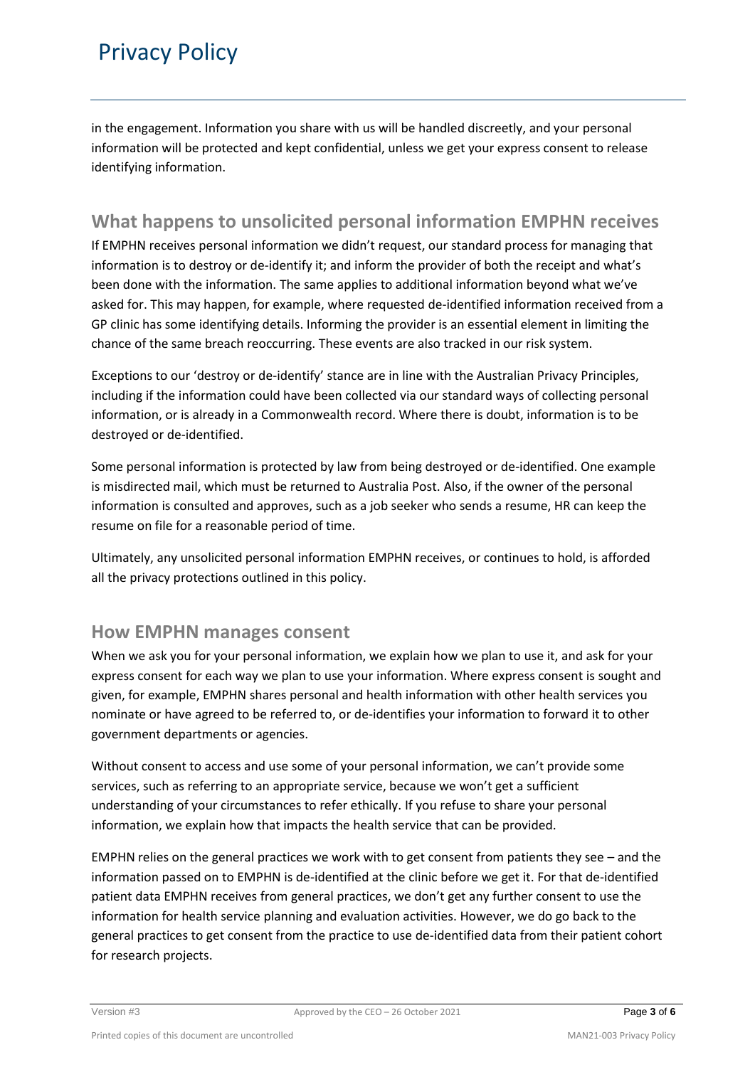in the engagement. Information you share with us will be handled discreetly, and your personal information will be protected and kept confidential, unless we get your express consent to release identifying information.

## What happens to unsolicited personal information EMPHN receives

If EMPHN receives personal information we didn't request, our standard process for managing that information is to destroy or de-identify it; and inform the provider of both the receipt and what's been done with the information. The same applies to additional information beyond what we've asked for. This may happen, for example, where requested de-identified information received from a GP clinic has some identifying details. Informing the provider is an essential element in limiting the chance of the same breach reoccurring. These events are also tracked in our risk system.

Exceptions to our 'destroy or de-identify' stance are in line with the Australian Privacy Principles, including if the information could have been collected via our standard ways of collecting personal information, or is already in a Commonwealth record. Where there is doubt, information is to be destroyed or de-identified.

Some personal information is protected by law from being destroyed or de-identified. One example is misdirected mail, which must be returned to Australia Post. Also, if the owner of the personal information is consulted and approves, such as a job seeker who sends a resume, HR can keep the resume on file for a reasonable period of time.

Ultimately, any unsolicited personal information EMPHN receives, or continues to hold, is afforded all the privacy protections outlined in this policy.

## How EMPHN manages consent

When we ask you for your personal information, we explain how we plan to use it, and ask for your express consent for each way we plan to use your information. Where express consent is sought and given, for example, EMPHN shares personal and health information with other health services you nominate or have agreed to be referred to, or de-identifies your information to forward it to other government departments or agencies.

Without consent to access and use some of your personal information, we can't provide some services, such as referring to an appropriate service, because we won't get a sufficient understanding of your circumstances to refer ethically. If you refuse to share your personal information, we explain how that impacts the health service that can be provided.

EMPHN relies on the general practices we work with to get consent from patients they see – and the information passed on to EMPHN is de-identified at the clinic before we get it. For that de-identified patient data EMPHN receives from general practices, we don't get any further consent to use the information for health service planning and evaluation activities. However, we do go back to the general practices to get consent from the practice to use de-identified data from their patient cohort for research projects.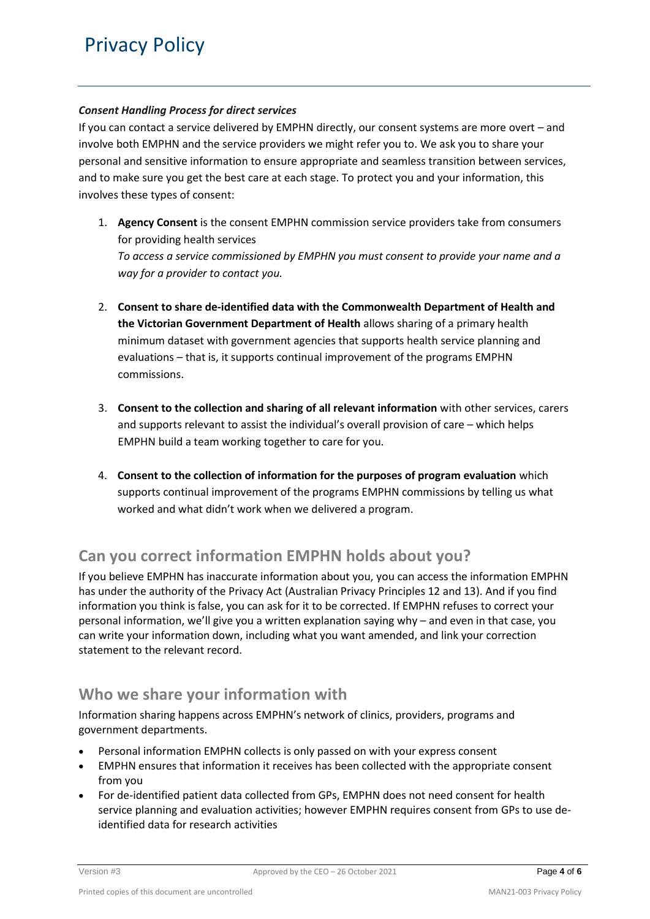***Consent Handling Process for direct services***

If you can contact a service delivered by EMPHN directly, our consent systems are more overt – and involve both EMPHN and the service providers we might refer you to. We ask you to share your personal and sensitive information to ensure appropriate and seamless transition between services, and to make sure you get the best care at each stage. To protect you and your information, this involves these types of consent:

1. **Agency Consent** is the consent EMPHN commission service providers take from consumers for providing health services
   *To access a service commissioned by EMPHN you must consent to provide your name and a way for a provider to contact you.*

2. **Consent to share de-identified data with the Commonwealth Department of Health and the Victorian Government Department of Health** allows sharing of a primary health minimum dataset with government agencies that supports health service planning and evaluations – that is, it supports continual improvement of the programs EMPHN commissions.

3. **Consent to the collection and sharing of all relevant information** with other services, carers and supports relevant to assist the individual's overall provision of care – which helps EMPHN build a team working together to care for you.

4. **Consent to the collection of information for the purposes of program evaluation** which supports continual improvement of the programs EMPHN commissions by telling us what worked and what didn't work when we delivered a program.

## Can you correct information EMPHN holds about you?

If you believe EMPHN has inaccurate information about you, you can access the information EMPHN has under the authority of the Privacy Act (Australian Privacy Principles 12 and 13). And if you find information you think is false, you can ask for it to be corrected. If EMPHN refuses to correct your personal information, we'll give you a written explanation saying why – and even in that case, you can write your information down, including what you want amended, and link your correction statement to the relevant record.

## Who we share your information with

Information sharing happens across EMPHN's network of clinics, providers, programs and government departments.

- Personal information EMPHN collects is only passed on with your express consent
- EMPHN ensures that information it receives has been collected with the appropriate consent from you
- For de-identified patient data collected from GPs, EMPHN does not need consent for health service planning and evaluation activities; however EMPHN requires consent from GPs to use de-identified data for research activities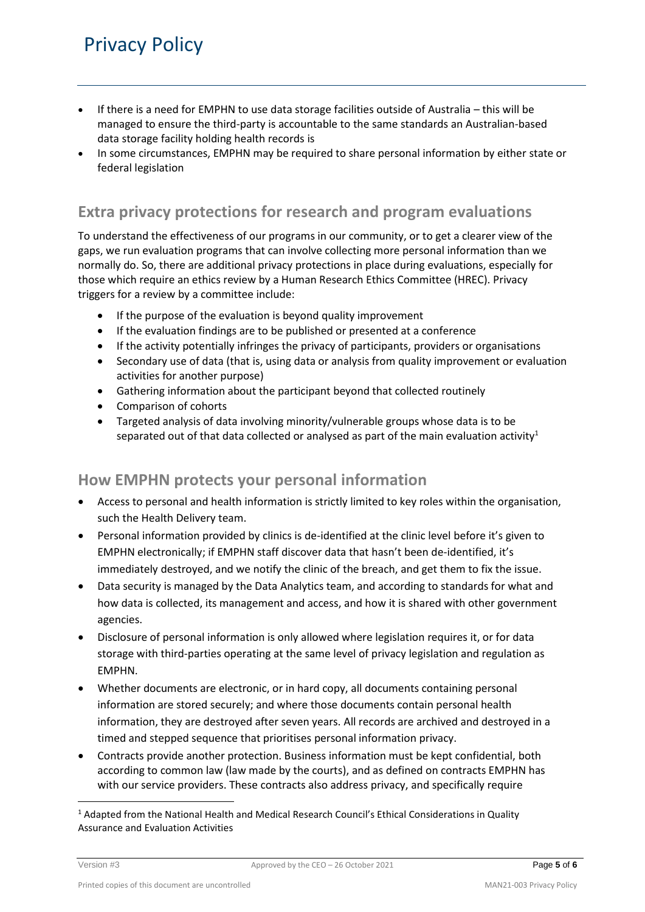- If there is a need for EMPHN to use data storage facilities outside of Australia – this will be managed to ensure the third-party is accountable to the same standards an Australian-based data storage facility holding health records is
- In some circumstances, EMPHN may be required to share personal information by either state or federal legislation

## Extra privacy protections for research and program evaluations

To understand the effectiveness of our programs in our community, or to get a clearer view of the gaps, we run evaluation programs that can involve collecting more personal information than we normally do. So, there are additional privacy protections in place during evaluations, especially for those which require an ethics review by a Human Research Ethics Committee (HREC). Privacy triggers for a review by a committee include:

- If the purpose of the evaluation is beyond quality improvement
- If the evaluation findings are to be published or presented at a conference
- If the activity potentially infringes the privacy of participants, providers or organisations
- Secondary use of data (that is, using data or analysis from quality improvement or evaluation activities for another purpose)
- Gathering information about the participant beyond that collected routinely
- Comparison of cohorts
- Targeted analysis of data involving minority/vulnerable groups whose data is to be separated out of that data collected or analysed as part of the main evaluation activity[1]

## How EMPHN protects your personal information

- Access to personal and health information is strictly limited to key roles within the organisation, such the Health Delivery team.
- Personal information provided by clinics is de-identified at the clinic level before it's given to EMPHN electronically; if EMPHN staff discover data that hasn't been de-identified, it's immediately destroyed, and we notify the clinic of the breach, and get them to fix the issue.
- Data security is managed by the Data Analytics team, and according to standards for what and how data is collected, its management and access, and how it is shared with other government agencies.
- Disclosure of personal information is only allowed where legislation requires it, or for data storage with third-parties operating at the same level of privacy legislation and regulation as EMPHN.
- Whether documents are electronic, or in hard copy, all documents containing personal information are stored securely; and where those documents contain personal health information, they are destroyed after seven years. All records are archived and destroyed in a timed and stepped sequence that prioritises personal information privacy.
- Contracts provide another protection. Business information must be kept confidential, both according to common law (law made by the courts), and as defined on contracts EMPHN has with our service providers. These contracts also address privacy, and specifically require

[1] Adapted from the National Health and Medical Research Council's Ethical Considerations in Quality Assurance and Evaluation Activities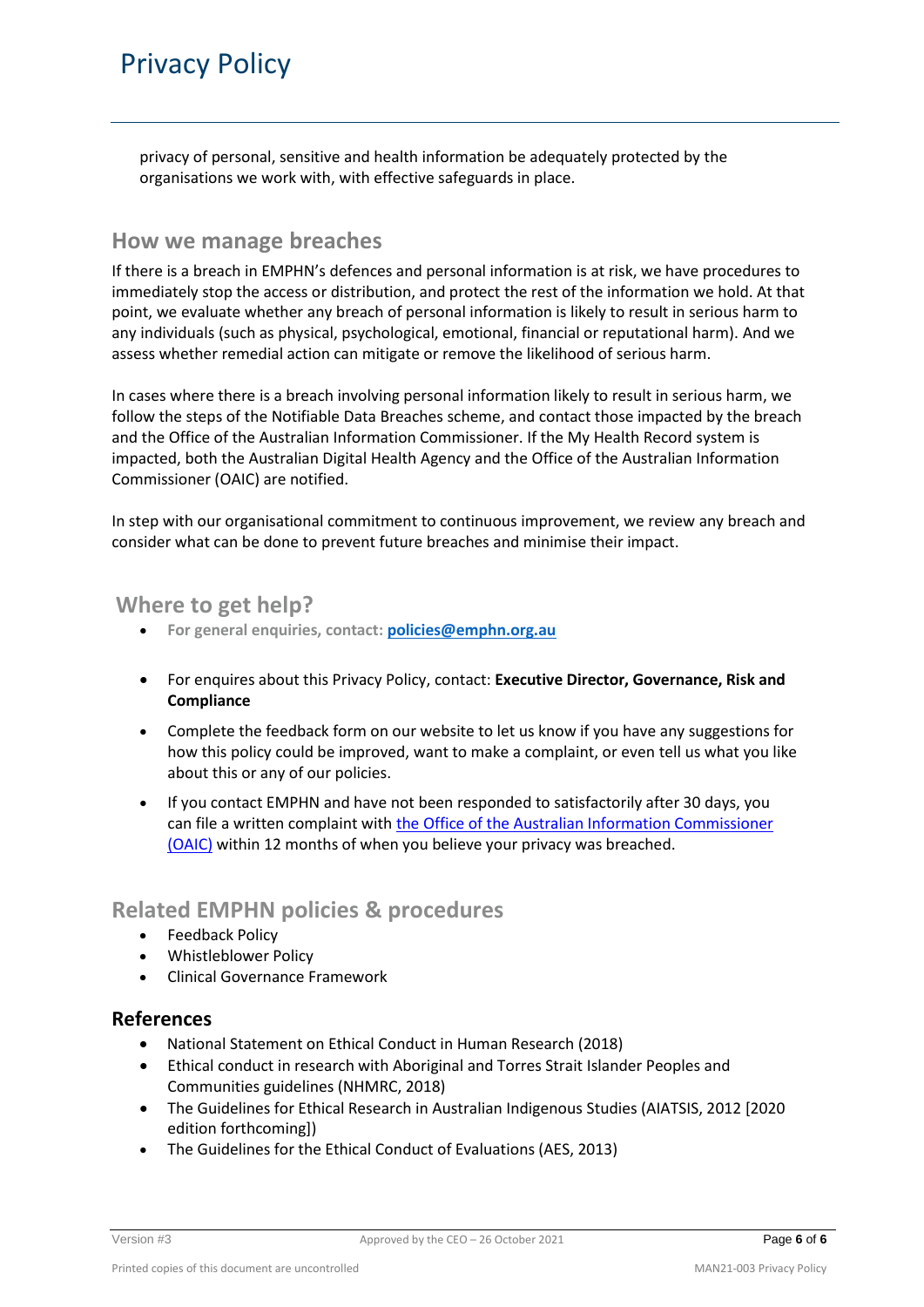privacy of personal, sensitive and health information be adequately protected by the organisations we work with, with effective safeguards in place.

## How we manage breaches

If there is a breach in EMPHN's defences and personal information is at risk, we have procedures to immediately stop the access or distribution, and protect the rest of the information we hold. At that point, we evaluate whether any breach of personal information is likely to result in serious harm to any individuals (such as physical, psychological, emotional, financial or reputational harm). And we assess whether remedial action can mitigate or remove the likelihood of serious harm.

In cases where there is a breach involving personal information likely to result in serious harm, we follow the steps of the Notifiable Data Breaches scheme, and contact those impacted by the breach and the Office of the Australian Information Commissioner. If the My Health Record system is impacted, both the Australian Digital Health Agency and the Office of the Australian Information Commissioner (OAIC) are notified.

In step with our organisational commitment to continuous improvement, we review any breach and consider what can be done to prevent future breaches and minimise their impact.

## Where to get help?

- **For general enquiries, contact: policies@emphn.org.au**
- For enquires about this Privacy Policy, contact: **Executive Director, Governance, Risk and Compliance**
- Complete the feedback form on our website to let us know if you have any suggestions for how this policy could be improved, want to make a complaint, or even tell us what you like about this or any of our policies.
- If you contact EMPHN and have not been responded to satisfactorily after 30 days, you can file a written complaint with the Office of the Australian Information Commissioner (OAIC) within 12 months of when you believe your privacy was breached.

## Related EMPHN policies & procedures

- Feedback Policy
- Whistleblower Policy
- Clinical Governance Framework

## References

- National Statement on Ethical Conduct in Human Research (2018)
- Ethical conduct in research with Aboriginal and Torres Strait Islander Peoples and Communities guidelines (NHMRC, 2018)
- The Guidelines for Ethical Research in Australian Indigenous Studies (AIATSIS, 2012 [2020 edition forthcoming])
- The Guidelines for the Ethical Conduct of Evaluations (AES, 2013)